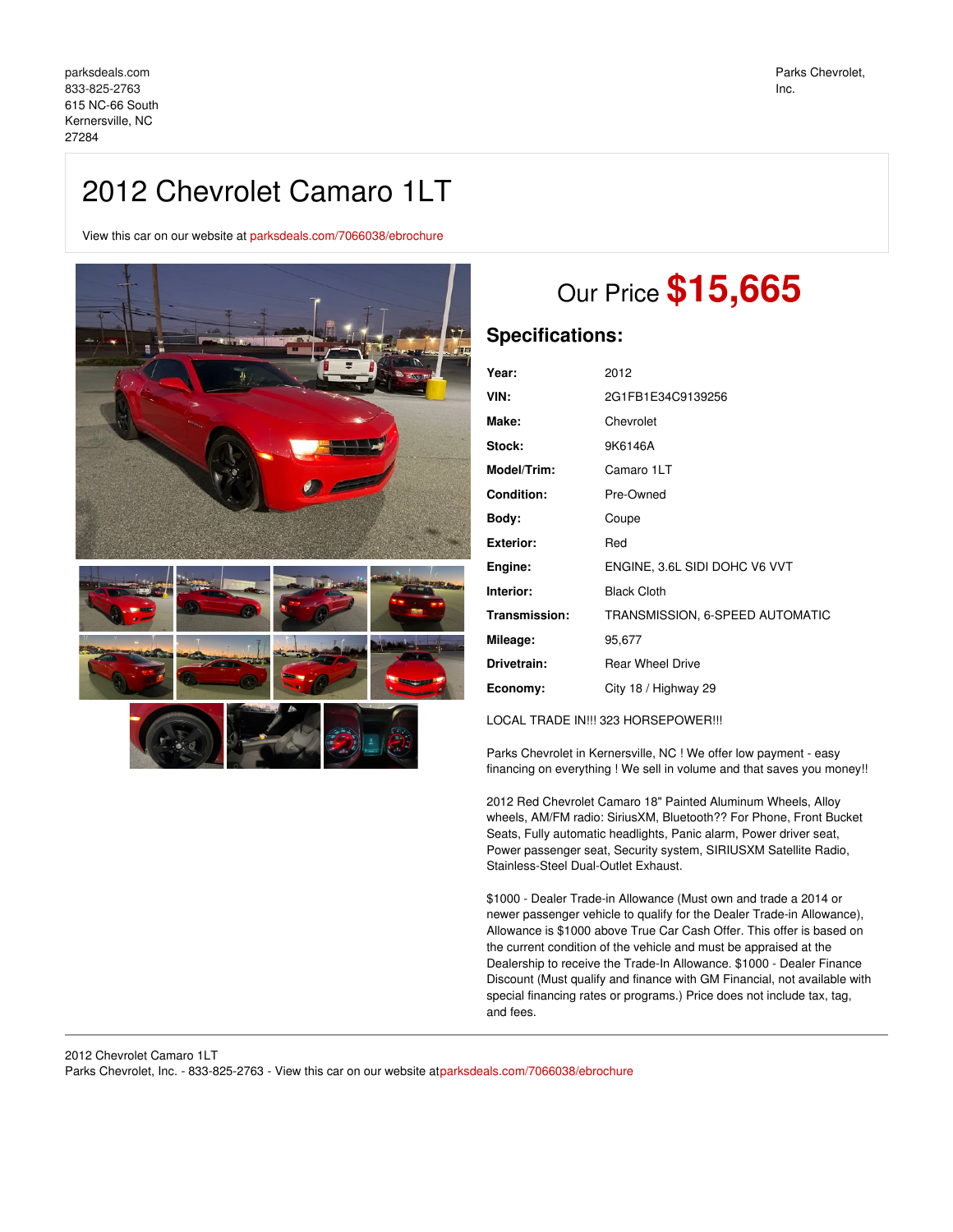parksdeals.com
833-825-2763
615 NC-66 South
Kernersville, NC
27284

Parks Chevrolet, Inc.

# 2012 Chevrolet Camaro 1LT

View this car on our website at parksdeals.com/7066038/ebrochure

## Our Price **$15,665**

## Specifications:

| | |
|---|---|
| **Year:** | 2012 |
| **VIN:** | 2G1FB1E34C9139256 |
| **Make:** | Chevrolet |
| **Stock:** | 9K6146A |
| **Model/Trim:** | Camaro 1LT |
| **Condition:** | Pre-Owned |
| **Body:** | Coupe |
| **Exterior:** | Red |
| **Engine:** | ENGINE, 3.6L SIDI DOHC V6 VVT |
| **Interior:** | Black Cloth |
| **Transmission:** | TRANSMISSION, 6-SPEED AUTOMATIC |
| **Mileage:** | 95,677 |
| **Drivetrain:** | Rear Wheel Drive |
| **Economy:** | City 18 / Highway 29 |

LOCAL TRADE IN!!! 323 HORSEPOWER!!!

Parks Chevrolet in Kernersville, NC ! We offer low payment - easy financing on everything ! We sell in volume and that saves you money!!

2012 Red Chevrolet Camaro 18" Painted Aluminum Wheels, Alloy wheels, AM/FM radio: SiriusXM, Bluetooth?? For Phone, Front Bucket Seats, Fully automatic headlights, Panic alarm, Power driver seat, Power passenger seat, Security system, SIRIUSXM Satellite Radio, Stainless-Steel Dual-Outlet Exhaust.

$1000 - Dealer Trade-in Allowance (Must own and trade a 2014 or newer passenger vehicle to qualify for the Dealer Trade-in Allowance), Allowance is $1000 above True Car Cash Offer. This offer is based on the current condition of the vehicle and must be appraised at the Dealership to receive the Trade-In Allowance. $1000 - Dealer Finance Discount (Must qualify and finance with GM Financial, not available with special financing rates or programs.) Price does not include tax, tag, and fees.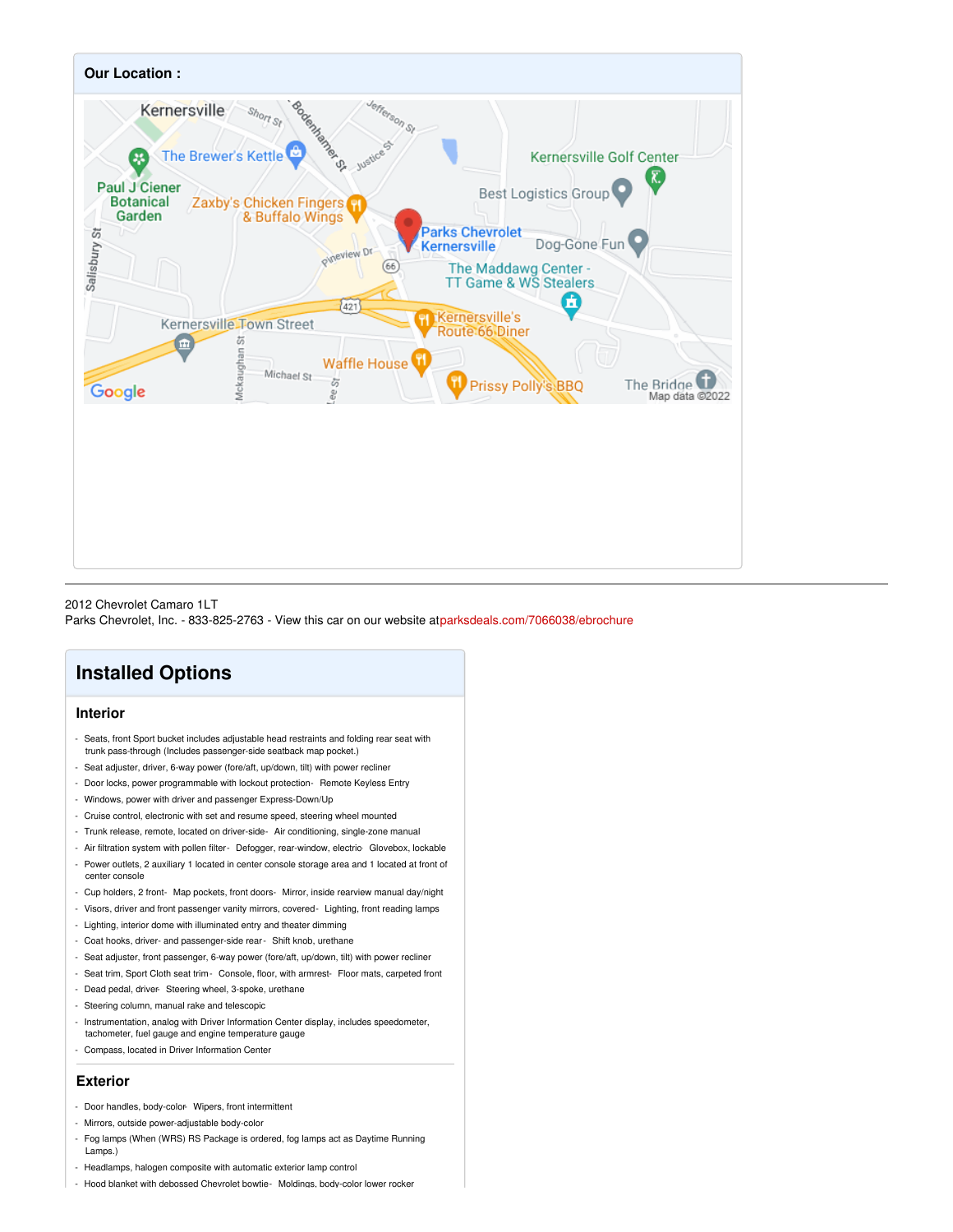## Our Location :

2012 Chevrolet Camaro 1LT
Parks Chevrolet, Inc. - 833-825-2763 - View this car on our website atparksdeals.com/7066038/ebrochure

# Installed Options

### Interior

- Seats, front Sport bucket includes adjustable head restraints and folding rear seat with trunk pass-through (Includes passenger-side seatback map pocket.)
- Seat adjuster, driver, 6-way power (fore/aft, up/down, tilt) with power recliner
- Door locks, power programmable with lockout protection- Remote Keyless Entry
- Windows, power with driver and passenger Express-Down/Up
- Cruise control, electronic with set and resume speed, steering wheel mounted
- Trunk release, remote, located on driver-side- Air conditioning, single-zone manual
- Air filtration system with pollen filter- Defogger, rear-window, electric- Glovebox, lockable
- Power outlets, 2 auxiliary 1 located in center console storage area and 1 located at front of center console
- Cup holders, 2 front- Map pockets, front doors- Mirror, inside rearview manual day/night
- Visors, driver and front passenger vanity mirrors, covered- Lighting, front reading lamps
- Lighting, interior dome with illuminated entry and theater dimming
- Coat hooks, driver- and passenger-side rear- Shift knob, urethane
- Seat adjuster, front passenger, 6-way power (fore/aft, up/down, tilt) with power recliner
- Seat trim, Sport Cloth seat trim- Console, floor, with armrest- Floor mats, carpeted front
- Dead pedal, driver- Steering wheel, 3-spoke, urethane
- Steering column, manual rake and telescopic
- Instrumentation, analog with Driver Information Center display, includes speedometer, tachometer, fuel gauge and engine temperature gauge
- Compass, located in Driver Information Center

### Exterior

- Door handles, body-color- Wipers, front intermittent
- Mirrors, outside power-adjustable body-color
- Fog lamps (When (WRS) RS Package is ordered, fog lamps act as Daytime Running Lamps.)
- Headlamps, halogen composite with automatic exterior lamp control
- Hood blanket with debossed Chevrolet bowtie- Moldings, body-color lower rocker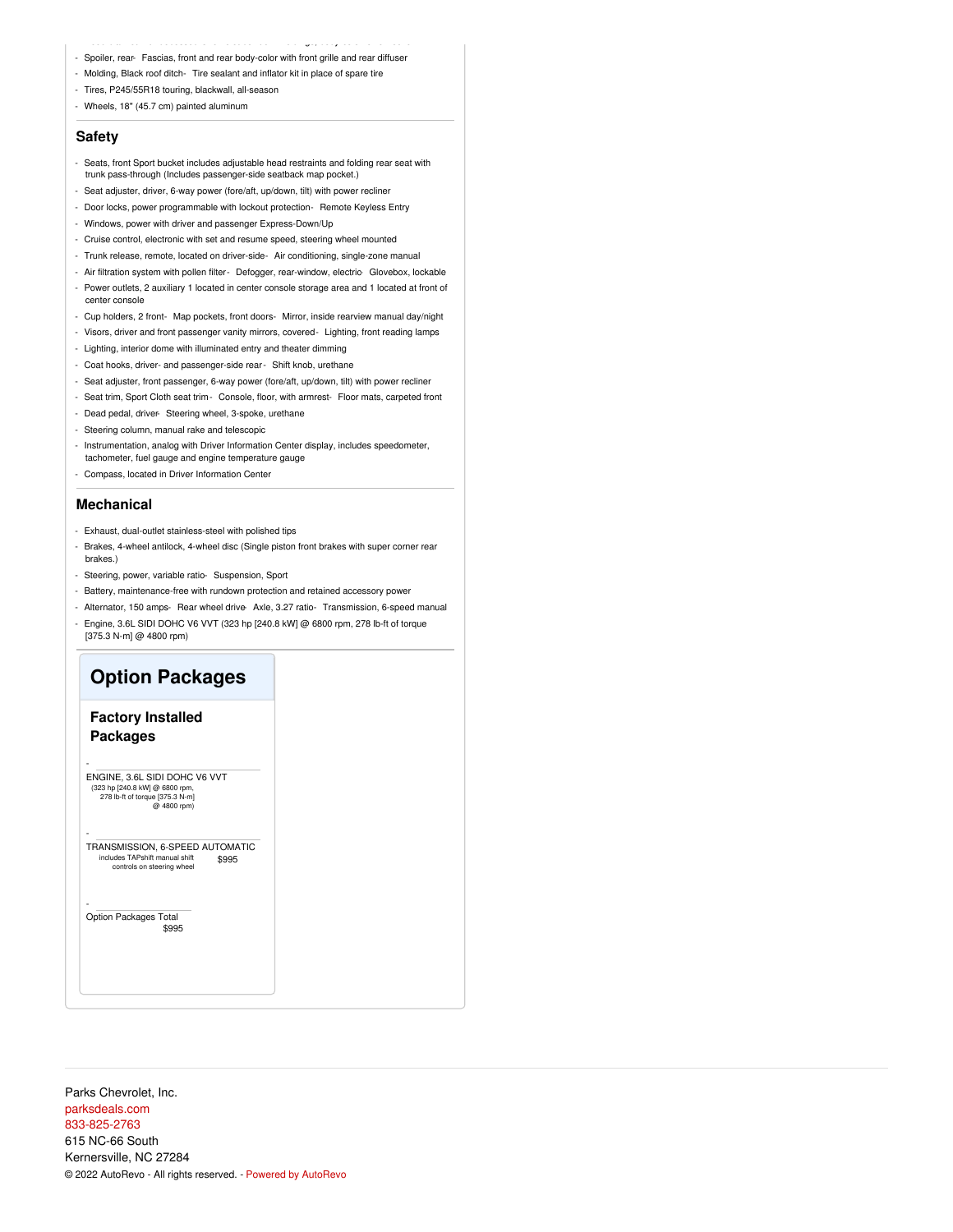- Spoiler, rear - Fascias, front and rear body-color with front grille and rear diffuser
- Molding, Black roof ditch - Tire sealant and inflator kit in place of spare tire
- Tires, P245/55R18 touring, blackwall, all-season
- Wheels, 18" (45.7 cm) painted aluminum

## Safety

- Seats, front Sport bucket includes adjustable head restraints and folding rear seat with trunk pass-through (Includes passenger-side seatback map pocket.)
- Seat adjuster, driver, 6-way power (fore/aft, up/down, tilt) with power recliner
- Door locks, power programmable with lockout protection - Remote Keyless Entry
- Windows, power with driver and passenger Express-Down/Up
- Cruise control, electronic with set and resume speed, steering wheel mounted
- Trunk release, remote, located on driver-side - Air conditioning, single-zone manual
- Air filtration system with pollen filter - Defogger, rear-window, electric - Glovebox, lockable
- Power outlets, 2 auxiliary 1 located in center console storage area and 1 located at front of center console
- Cup holders, 2 front - Map pockets, front doors - Mirror, inside rearview manual day/night
- Visors, driver and front passenger vanity mirrors, covered - Lighting, front reading lamps
- Lighting, interior dome with illuminated entry and theater dimming
- Coat hooks, driver- and passenger-side rear - Shift knob, urethane
- Seat adjuster, front passenger, 6-way power (fore/aft, up/down, tilt) with power recliner
- Seat trim, Sport Cloth seat trim - Console, floor, with armrest - Floor mats, carpeted front
- Dead pedal, driver - Steering wheel, 3-spoke, urethane
- Steering column, manual rake and telescopic
- Instrumentation, analog with Driver Information Center display, includes speedometer, tachometer, fuel gauge and engine temperature gauge
- Compass, located in Driver Information Center

## Mechanical

- Exhaust, dual-outlet stainless-steel with polished tips
- Brakes, 4-wheel antilock, 4-wheel disc (Single piston front brakes with super corner rear brakes.)
- Steering, power, variable ratio - Suspension, Sport
- Battery, maintenance-free with rundown protection and retained accessory power
- Alternator, 150 amps - Rear wheel drive - Axle, 3.27 ratio - Transmission, 6-speed manual
- Engine, 3.6L SIDI DOHC V6 VVT (323 hp [240.8 kW] @ 6800 rpm, 278 lb-ft of torque [375.3 N-m] @ 4800 rpm)

# Option Packages

### Factory Installed Packages

- ENGINE, 3.6L SIDI DOHC V6 VVT
  (323 hp [240.8 kW] @ 6800 rpm, 278 lb-ft of torque [375.3 N-m] @ 4800 rpm)
- TRANSMISSION, 6-SPEED AUTOMATIC — $995
  includes TAPshift manual shift controls on steering wheel
- Option Packages Total — $995

Parks Chevrolet, Inc.
parksdeals.com
833-825-2763
615 NC-66 South
Kernersville, NC 27284
© 2022 AutoRevo - All rights reserved. - Powered by AutoRevo